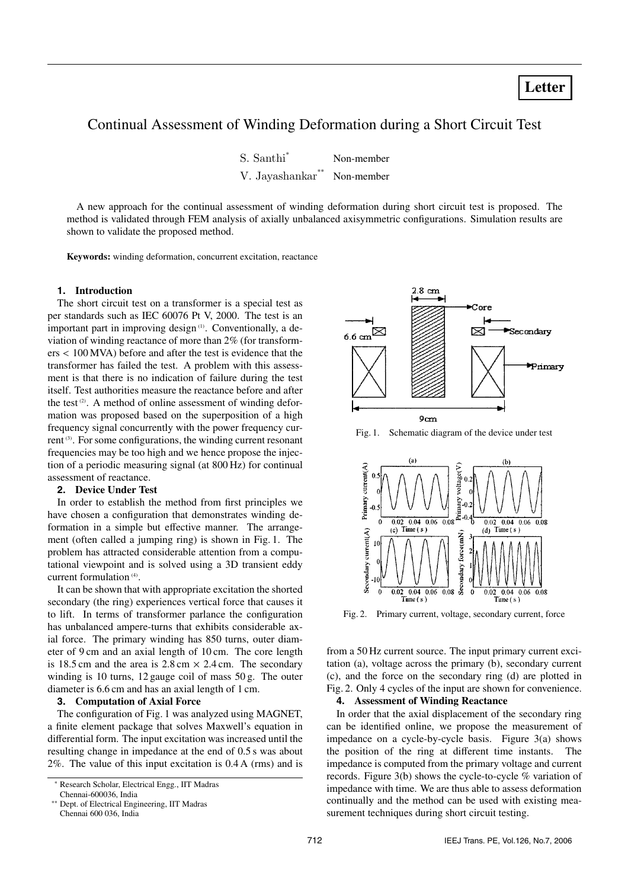Letter

# Continual Assessment of Winding Deformation during a Short Circuit Test

S. Santhi[*] Non-member

V. Jayashankar[**] Non-member

A new approach for the continual assessment of winding deformation during short circuit test is proposed. The method is validated through FEM analysis of axially unbalanced axisymmetric configurations. Simulation results are shown to validate the proposed method.

**Keywords:** winding deformation, concurrent excitation, reactance

## 1. Introduction

The short circuit test on a transformer is a special test as per standards such as IEC 60076 Pt V, 2000. The test is an important part in improving design [1]. Conventionally, a deviation of winding reactance of more than 2% (for transformers < 100 MVA) before and after the test is evidence that the transformer has failed the test. A problem with this assessment is that there is no indication of failure during the test itself. Test authorities measure the reactance before and after the test [2]. A method of online assessment of winding deformation was proposed based on the superposition of a high frequency signal concurrently with the power frequency current [3]. For some configurations, the winding current resonant frequencies may be too high and we hence propose the injection of a periodic measuring signal (at 800 Hz) for continual assessment of reactance.

## 2. Device Under Test

In order to establish the method from first principles we have chosen a configuration that demonstrates winding deformation in a simple but effective manner. The arrangement (often called a jumping ring) is shown in Fig. 1. The problem has attracted considerable attention from a computational viewpoint and is solved using a 3D transient eddy current formulation [4].

It can be shown that with appropriate excitation the shorted secondary (the ring) experiences vertical force that causes it to lift. In terms of transformer parlance the configuration has unbalanced ampere-turns that exhibits considerable axial force. The primary winding has 850 turns, outer diameter of 9 cm and an axial length of 10 cm. The core length is 18.5 cm and the area is 2.8 cm × 2.4 cm. The secondary winding is 10 turns, 12 gauge coil of mass 50 g. The outer diameter is 6.6 cm and has an axial length of 1 cm.

## 3. Computation of Axial Force

The configuration of Fig. 1 was analyzed using MAGNET, a finite element package that solves Maxwell's equation in differential form. The input excitation was increased until the resulting change in impedance at the end of 0.5 s was about 2%. The value of this input excitation is 0.4 A (rms) and is from a 50 Hz current source. The input primary current excitation (a), voltage across the primary (b), secondary current (c), and the force on the secondary ring (d) are plotted in Fig. 2. Only 4 cycles of the input are shown for convenience.

Fig. 1. Schematic diagram of the device under test

Fig. 2. Primary current, voltage, secondary current, force

## 4. Assessment of Winding Reactance

In order that the axial displacement of the secondary ring can be identified online, we propose the measurement of impedance on a cycle-by-cycle basis. Figure 3(a) shows the position of the ring at different time instants. The impedance is computed from the primary voltage and current records. Figure 3(b) shows the cycle-to-cycle % variation of impedance with time. We are thus able to assess deformation continually and the method can be used with existing measurement techniques during short circuit testing.

[*] Research Scholar, Electrical Engg., IIT Madras Chennai-600036, India

[**] Dept. of Electrical Engineering, IIT Madras Chennai 600 036, India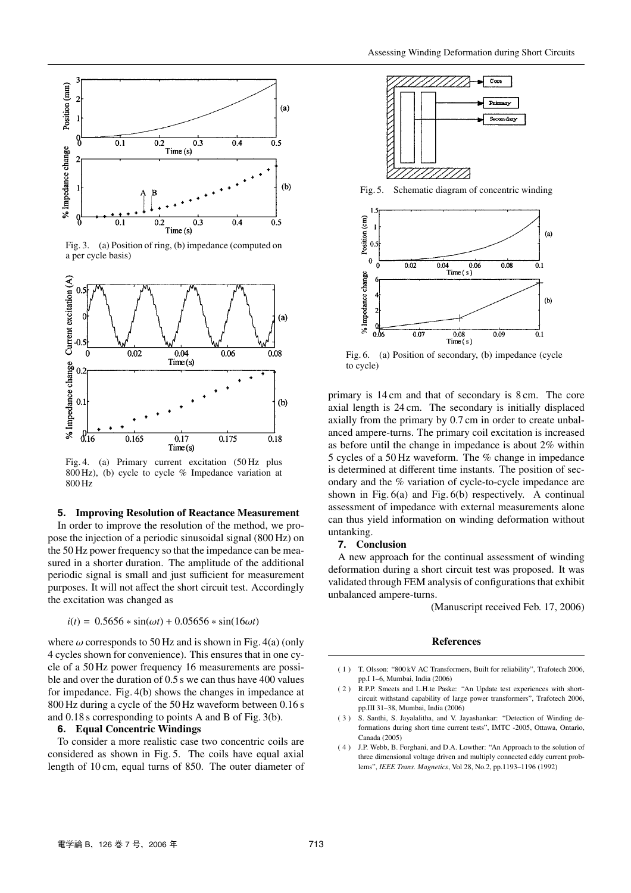3
2
1
0
Position (mm)
0
0.1
0.2
0.3
0.4
0.5
Time (s)
(a)

2
1
0
% Impedance change
A
B
0
0.1
0.2
0.3
0.4
0.5
Time (s)
(b)

Fig. 3. (a) Position of ring, (b) impedance (computed on a per cycle basis)

0.5
0
-0.5
Current excitation (A)
0
0.02
0.04
0.06
0.08
Time(s)
(a)

0.2
0.1
0
% Impedance change
0.16
0.165
0.17
0.175
0.18
Time(s)
(b)

Fig. 4. (a) Primary current excitation (50 Hz plus 800 Hz), (b) cycle to cycle % Impedance variation at 800 Hz

## 5. Improving Resolution of Reactance Measurement

In order to improve the resolution of the method, we propose the injection of a periodic sinusoidal signal (800 Hz) on the 50 Hz power frequency so that the impedance can be measured in a shorter duration. The amplitude of the additional periodic signal is small and just sufficient for measurement purposes. It will not affect the short circuit test. Accordingly the excitation was changed as

$$i(t) = 0.5656 * \sin(\omega t) + 0.05656 * \sin(16\omega t)$$

where $\omega$ corresponds to 50 Hz and is shown in Fig. 4(a) (only 4 cycles shown for convenience). This ensures that in one cycle of a 50 Hz power frequency 16 measurements are possible and over the duration of 0.5 s we can thus have 400 values for impedance. Fig. 4(b) shows the changes in impedance at 800 Hz during a cycle of the 50 Hz waveform between 0.16 s and 0.18 s corresponding to points A and B of Fig. 3(b).

## 6. Equal Concentric Windings

To consider a more realistic case two concentric coils are considered as shown in Fig. 5. The coils have equal axial length of 10 cm, equal turns of 850. The outer diameter of primary is 14 cm and that of secondary is 8 cm. The core axial length is 24 cm. The secondary is initially displaced axially from the primary by 0.7 cm in order to create unbalanced ampere-turns. The primary coil excitation is increased as before until the change in impedance is about 2% within 5 cycles of a 50 Hz waveform. The % change in impedance is determined at different time instants. The position of secondary and the % variation of cycle-to-cycle impedance are shown in Fig. 6(a) and Fig. 6(b) respectively. A continual assessment of impedance with external measurements alone can thus yield information on winding deformation without untanking.

Core
Primary
Secondary

Fig. 5. Schematic diagram of concentric winding

1.5
1
0.5
0
Position (cm)
0
0.02
0.04
0.06
0.08
0.1
Time ( s )
(a)

6
4
2
0
% Impedance change
0.06
0.07
0.08
0.09
0.1
Time ( s )
(b)

Fig. 6. (a) Position of secondary, (b) impedance (cycle to cycle)

## 7. Conclusion

A new approach for the continual assessment of winding deformation during a short circuit test was proposed. It was validated through FEM analysis of configurations that exhibit unbalanced ampere-turns.

(Manuscript received Feb. 17, 2006)

## References

( 1 ) T. Olsson: "800 kV AC Transformers, Built for reliability", Trafotech 2006, pp.I 1–6, Mumbai, India (2006)

( 2 ) R.P.P. Smeets and L.H.te Paske: "An Update test experiences with short-circuit withstand capability of large power transformers", Trafotech 2006, pp.III 31–38, Mumbai, India (2006)

( 3 ) S. Santhi, S. Jayalalitha, and V. Jayashankar: "Detection of Winding deformations during short time current tests", IMTC -2005, Ottawa, Ontario, Canada (2005)

( 4 ) J.P. Webb, B. Forghani, and D.A. Lowther: "An Approach to the solution of three dimensional voltage driven and multiply connected eddy current problems", *IEEE Trans. Magnetics*, Vol 28, No.2, pp.1193–1196 (1992)